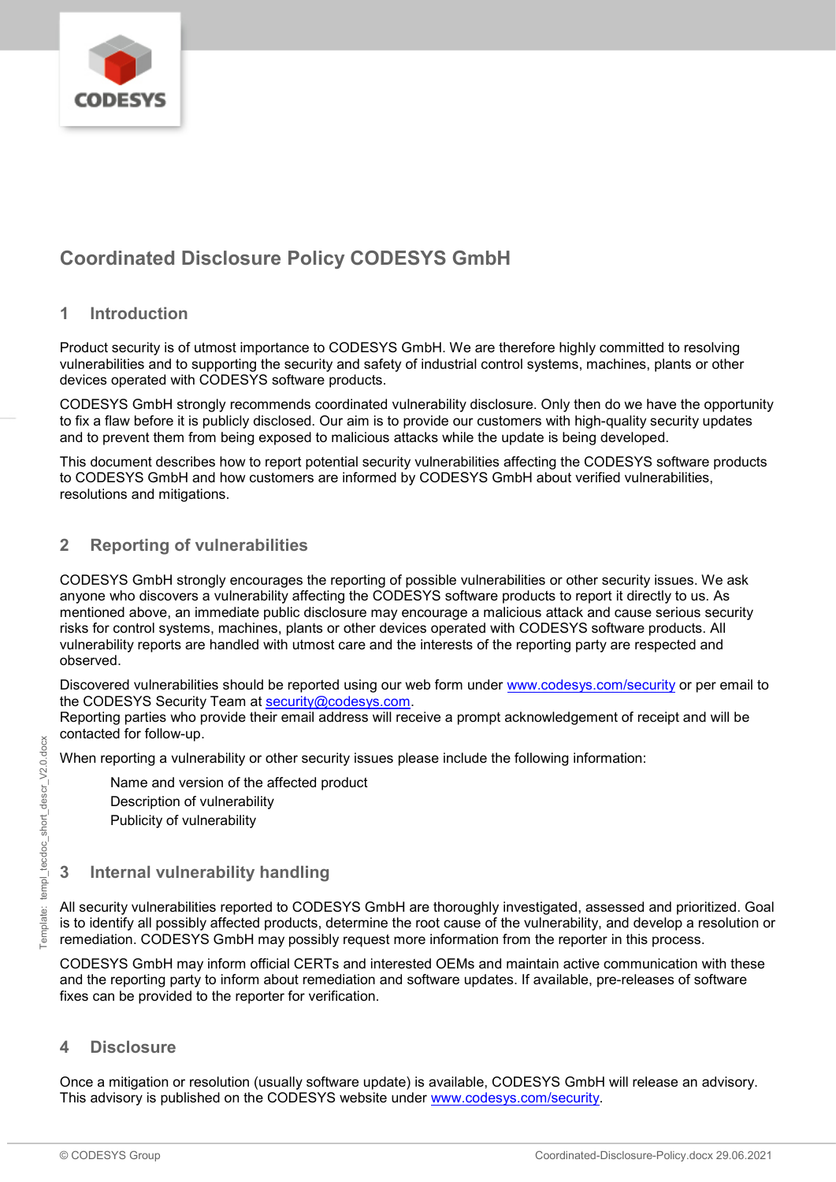# Coordinated Disclosure Policy CODESYS GmbH

## 1 Introduction

Product security is of utmost importance to CODESYS GmbH. We are therefore highly committed to resolving vulnerabilities and to supporting the security and safety of industrial control systems, machines, plants or other devices operated with CODESYS software products.

CODESYS GmbH strongly recommends coordinated vulnerability disclosure. Only then do we have the opportunity to fix a flaw before it is publicly disclosed. Our aim is to provide our customers with high-quality security updates and to prevent them from being exposed to malicious attacks while the update is being developed.

This document describes how to report potential security vulnerabilities affecting the CODESYS software products to CODESYS GmbH and how customers are informed by CODESYS GmbH about verified vulnerabilities, resolutions and mitigations.

## 2 Reporting of vulnerabilities

CODESYS GmbH strongly encourages the reporting of possible vulnerabilities or other security issues. We ask anyone who discovers a vulnerability affecting the CODESYS software products to report it directly to us. As mentioned above, an immediate public disclosure may encourage a malicious attack and cause serious security risks for control systems, machines, plants or other devices operated with CODESYS software products. All vulnerability reports are handled with utmost care and the interests of the reporting party are respected and observed.

Discovered vulnerabilities should be reported using our web form under www.codesys.com/security or per email to the CODESYS Security Team at security@codesys.com.
Reporting parties who provide their email address will receive a prompt acknowledgement of receipt and will be contacted for follow-up.

When reporting a vulnerability or other security issues please include the following information:

- Name and version of the affected product
- Description of vulnerability
- Publicity of vulnerability

## 3 Internal vulnerability handling

All security vulnerabilities reported to CODESYS GmbH are thoroughly investigated, assessed and prioritized. Goal is to identify all possibly affected products, determine the root cause of the vulnerability, and develop a resolution or remediation. CODESYS GmbH may possibly request more information from the reporter in this process.

CODESYS GmbH may inform official CERTs and interested OEMs and maintain active communication with these and the reporting party to inform about remediation and software updates. If available, pre-releases of software fixes can be provided to the reporter for verification.

## 4 Disclosure

Once a mitigation or resolution (usually software update) is available, CODESYS GmbH will release an advisory. This advisory is published on the CODESYS website under www.codesys.com/security.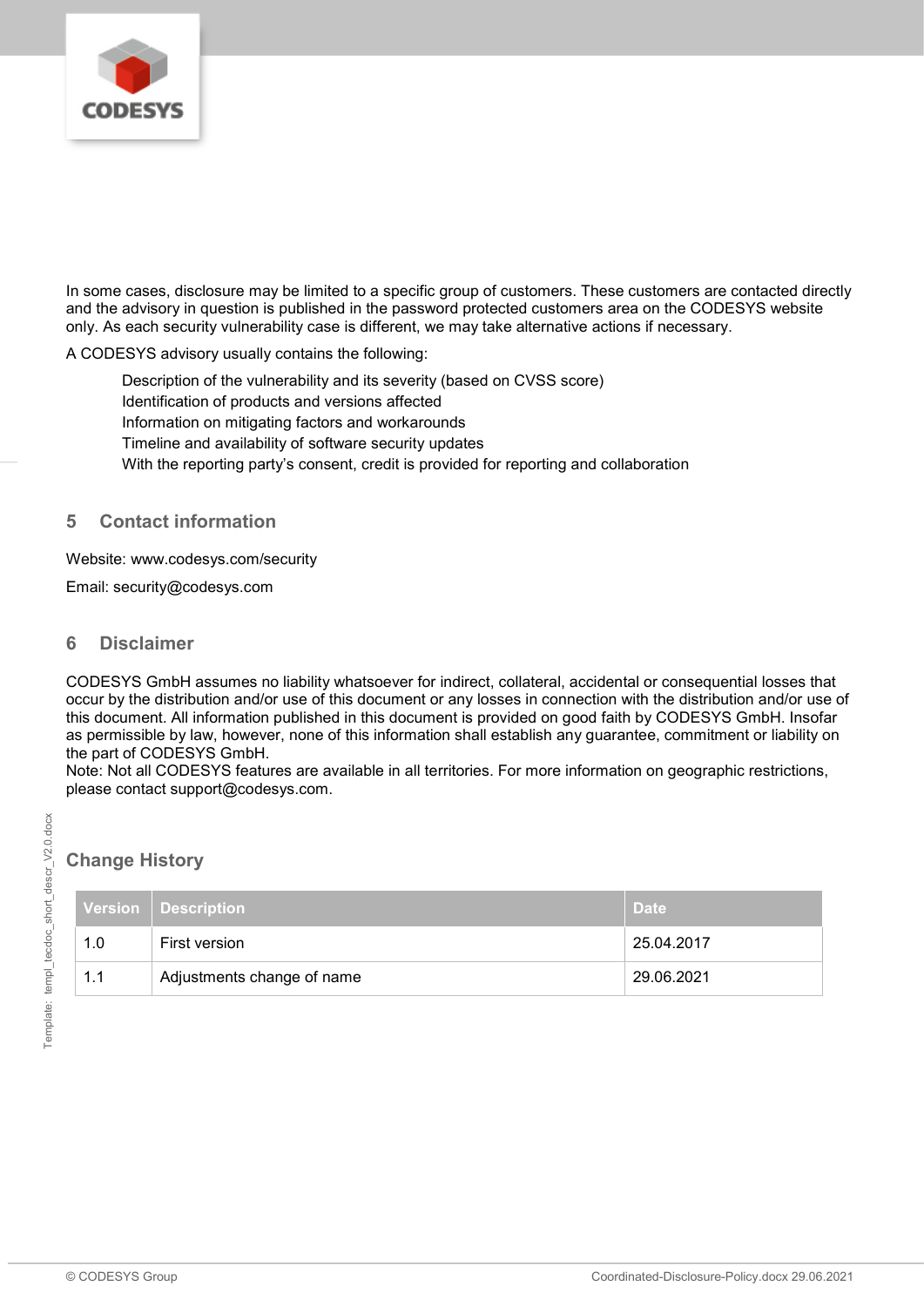In some cases, disclosure may be limited to a specific group of customers. These customers are contacted directly and the advisory in question is published in the password protected customers area on the CODESYS website only. As each security vulnerability case is different, we may take alternative actions if necessary.

A CODESYS advisory usually contains the following:

- Description of the vulnerability and its severity (based on CVSS score)
- Identification of products and versions affected
- Information on mitigating factors and workarounds
- Timeline and availability of software security updates
- With the reporting party's consent, credit is provided for reporting and collaboration

## 5 Contact information

Website: www.codesys.com/security

Email: security@codesys.com

## 6 Disclaimer

CODESYS GmbH assumes no liability whatsoever for indirect, collateral, accidental or consequential losses that occur by the distribution and/or use of this document or any losses in connection with the distribution and/or use of this document. All information published in this document is provided on good faith by CODESYS GmbH. Insofar as permissible by law, however, none of this information shall establish any guarantee, commitment or liability on the part of CODESYS GmbH.
Note: Not all CODESYS features are available in all territories. For more information on geographic restrictions, please contact support@codesys.com.

## Change History

| Version | Description | Date |
|---|---|---|
| 1.0 | First version | 25.04.2017 |
| 1.1 | Adjustments change of name | 29.06.2021 |